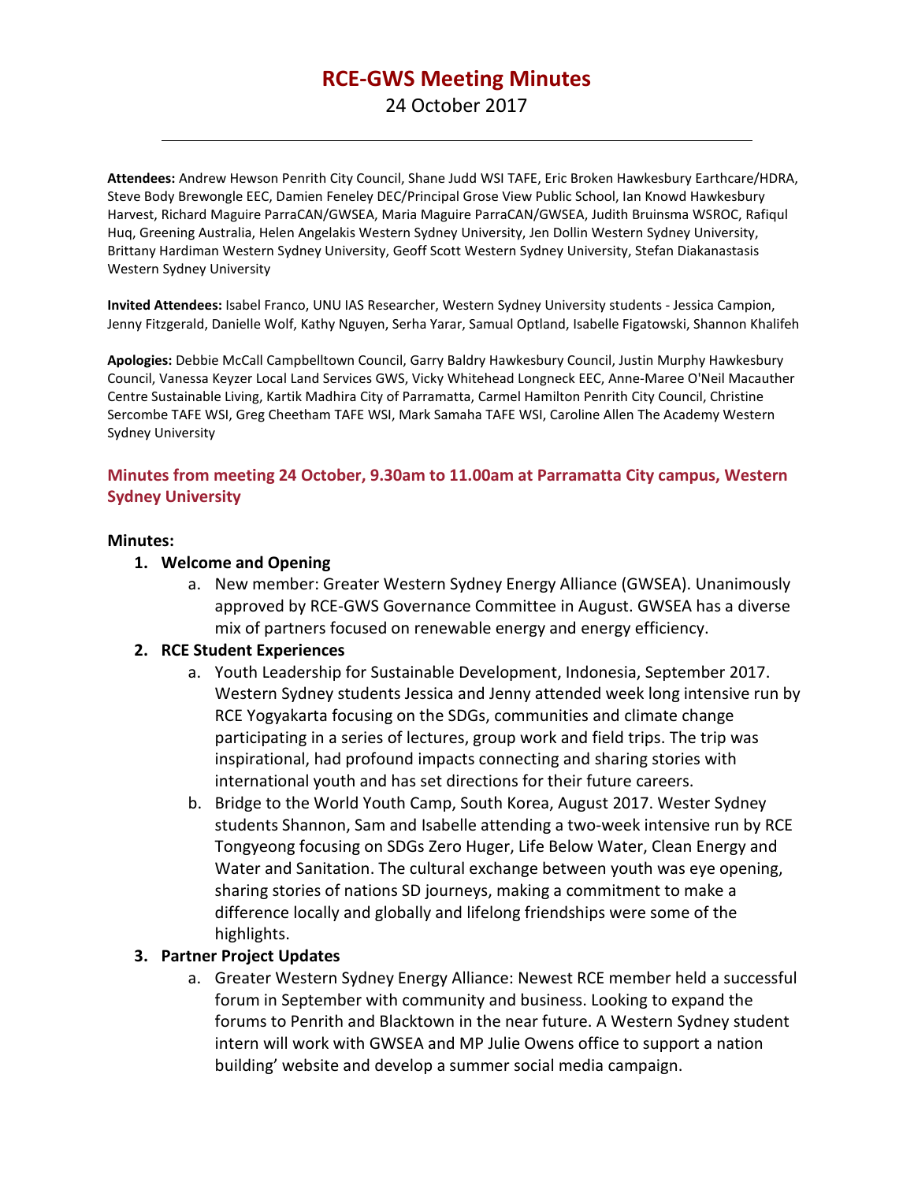# RCE-GWS Meeting Minutes

24 October 2017

---

**Attendees:** Andrew Hewson Penrith City Council, Shane Judd WSI TAFE, Eric Broken Hawkesbury Earthcare/HDRA, Steve Body Brewongle EEC, Damien Feneley DEC/Principal Grose View Public School, Ian Knowd Hawkesbury Harvest, Richard Maguire ParraCAN/GWSEA, Maria Maguire ParraCAN/GWSEA, Judith Bruinsma WSROC, Rafiqul Huq, Greening Australia, Helen Angelakis Western Sydney University, Jen Dollin Western Sydney University, Brittany Hardiman Western Sydney University, Geoff Scott Western Sydney University, Stefan Diakanastasis Western Sydney University

**Invited Attendees:** Isabel Franco, UNU IAS Researcher, Western Sydney University students - Jessica Campion, Jenny Fitzgerald, Danielle Wolf, Kathy Nguyen, Serha Yarar, Samual Optland, Isabelle Figatowski, Shannon Khalifeh

**Apologies:** Debbie McCall Campbelltown Council, Garry Baldry Hawkesbury Council, Justin Murphy Hawkesbury Council, Vanessa Keyzer Local Land Services GWS, Vicky Whitehead Longneck EEC, Anne-Maree O'Neil Macauther Centre Sustainable Living, Kartik Madhira City of Parramatta, Carmel Hamilton Penrith City Council, Christine Sercombe TAFE WSI, Greg Cheetham TAFE WSI, Mark Samaha TAFE WSI, Caroline Allen The Academy Western Sydney University

## Minutes from meeting 24 October, 9.30am to 11.00am at Parramatta City campus, Western Sydney University

**Minutes:**

1. **Welcome and Opening**
   a. New member: Greater Western Sydney Energy Alliance (GWSEA). Unanimously approved by RCE-GWS Governance Committee in August. GWSEA has a diverse mix of partners focused on renewable energy and energy efficiency.
2. **RCE Student Experiences**
   a. Youth Leadership for Sustainable Development, Indonesia, September 2017. Western Sydney students Jessica and Jenny attended week long intensive run by RCE Yogyakarta focusing on the SDGs, communities and climate change participating in a series of lectures, group work and field trips. The trip was inspirational, had profound impacts connecting and sharing stories with international youth and has set directions for their future careers.
   b. Bridge to the World Youth Camp, South Korea, August 2017. Wester Sydney students Shannon, Sam and Isabelle attending a two-week intensive run by RCE Tongyeong focusing on SDGs Zero Huger, Life Below Water, Clean Energy and Water and Sanitation. The cultural exchange between youth was eye opening, sharing stories of nations SD journeys, making a commitment to make a difference locally and globally and lifelong friendships were some of the highlights.
3. **Partner Project Updates**
   a. Greater Western Sydney Energy Alliance: Newest RCE member held a successful forum in September with community and business. Looking to expand the forums to Penrith and Blacktown in the near future. A Western Sydney student intern will work with GWSEA and MP Julie Owens office to support a nation building' website and develop a summer social media campaign.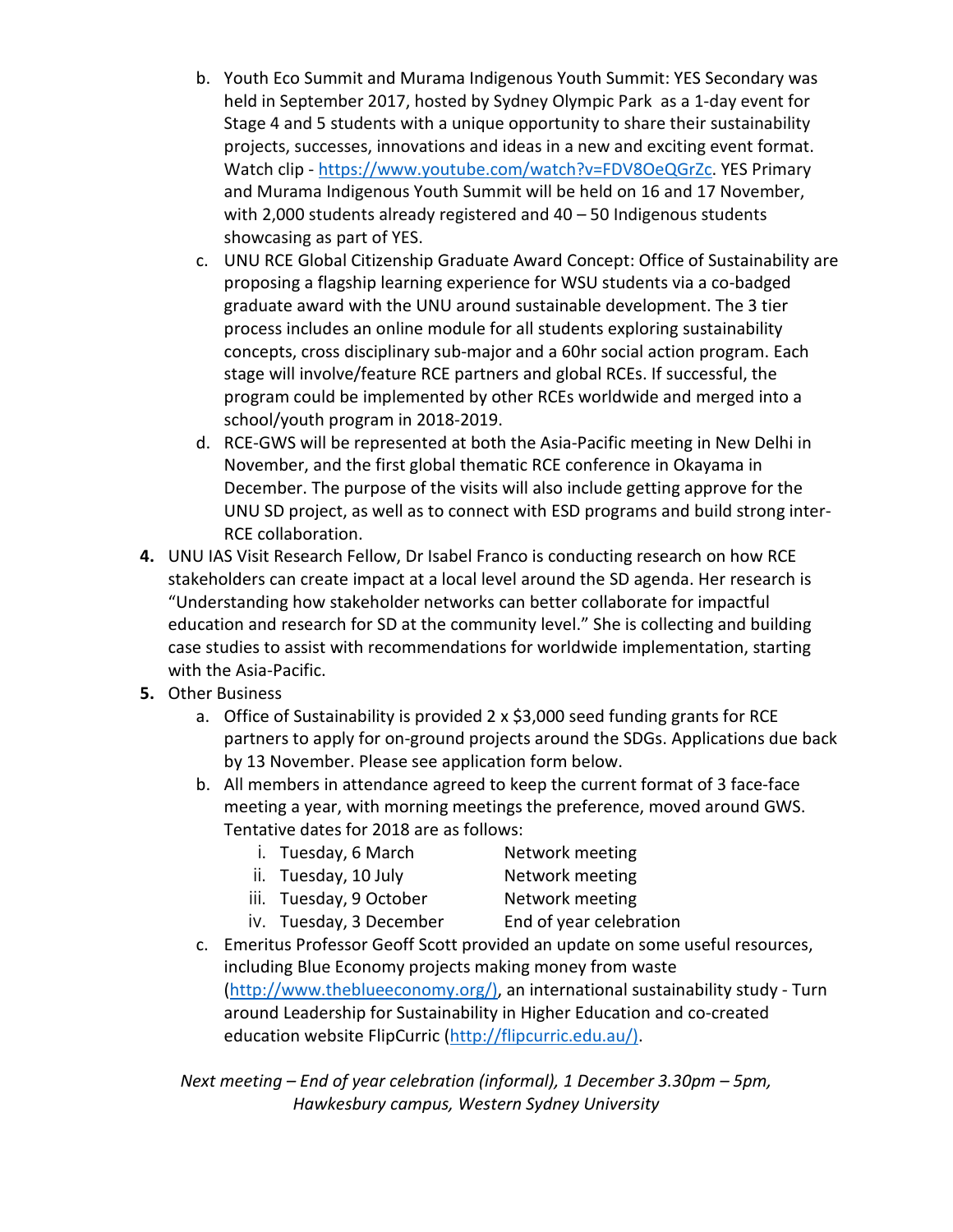b. Youth Eco Summit and Murama Indigenous Youth Summit: YES Secondary was held in September 2017, hosted by Sydney Olympic Park as a 1-day event for Stage 4 and 5 students with a unique opportunity to share their sustainability projects, successes, innovations and ideas in a new and exciting event format. Watch clip - https://www.youtube.com/watch?v=FDV8OeQGrZc. YES Primary and Murama Indigenous Youth Summit will be held on 16 and 17 November, with 2,000 students already registered and 40 – 50 Indigenous students showcasing as part of YES.

c. UNU RCE Global Citizenship Graduate Award Concept: Office of Sustainability are proposing a flagship learning experience for WSU students via a co-badged graduate award with the UNU around sustainable development. The 3 tier process includes an online module for all students exploring sustainability concepts, cross disciplinary sub-major and a 60hr social action program. Each stage will involve/feature RCE partners and global RCEs. If successful, the program could be implemented by other RCEs worldwide and merged into a school/youth program in 2018-2019.

d. RCE-GWS will be represented at both the Asia-Pacific meeting in New Delhi in November, and the first global thematic RCE conference in Okayama in December. The purpose of the visits will also include getting approve for the UNU SD project, as well as to connect with ESD programs and build strong inter-RCE collaboration.

**4.** UNU IAS Visit Research Fellow, Dr Isabel Franco is conducting research on how RCE stakeholders can create impact at a local level around the SD agenda. Her research is "Understanding how stakeholder networks can better collaborate for impactful education and research for SD at the community level." She is collecting and building case studies to assist with recommendations for worldwide implementation, starting with the Asia-Pacific.

**5.** Other Business

a. Office of Sustainability is provided 2 x $3,000 seed funding grants for RCE partners to apply for on-ground projects around the SDGs. Applications due back by 13 November. Please see application form below.

b. All members in attendance agreed to keep the current format of 3 face-face meeting a year, with morning meetings the preference, moved around GWS. Tentative dates for 2018 are as follows:

   i. Tuesday, 6 March — Network meeting
   ii. Tuesday, 10 July — Network meeting
   iii. Tuesday, 9 October — Network meeting
   iv. Tuesday, 3 December — End of year celebration

c. Emeritus Professor Geoff Scott provided an update on some useful resources, including Blue Economy projects making money from waste (http://www.theblueeconomy.org/), an international sustainability study - Turn around Leadership for Sustainability in Higher Education and co-created education website FlipCurric (http://flipcurric.edu.au/).

*Next meeting – End of year celebration (informal), 1 December 3.30pm – 5pm, Hawkesbury campus, Western Sydney University*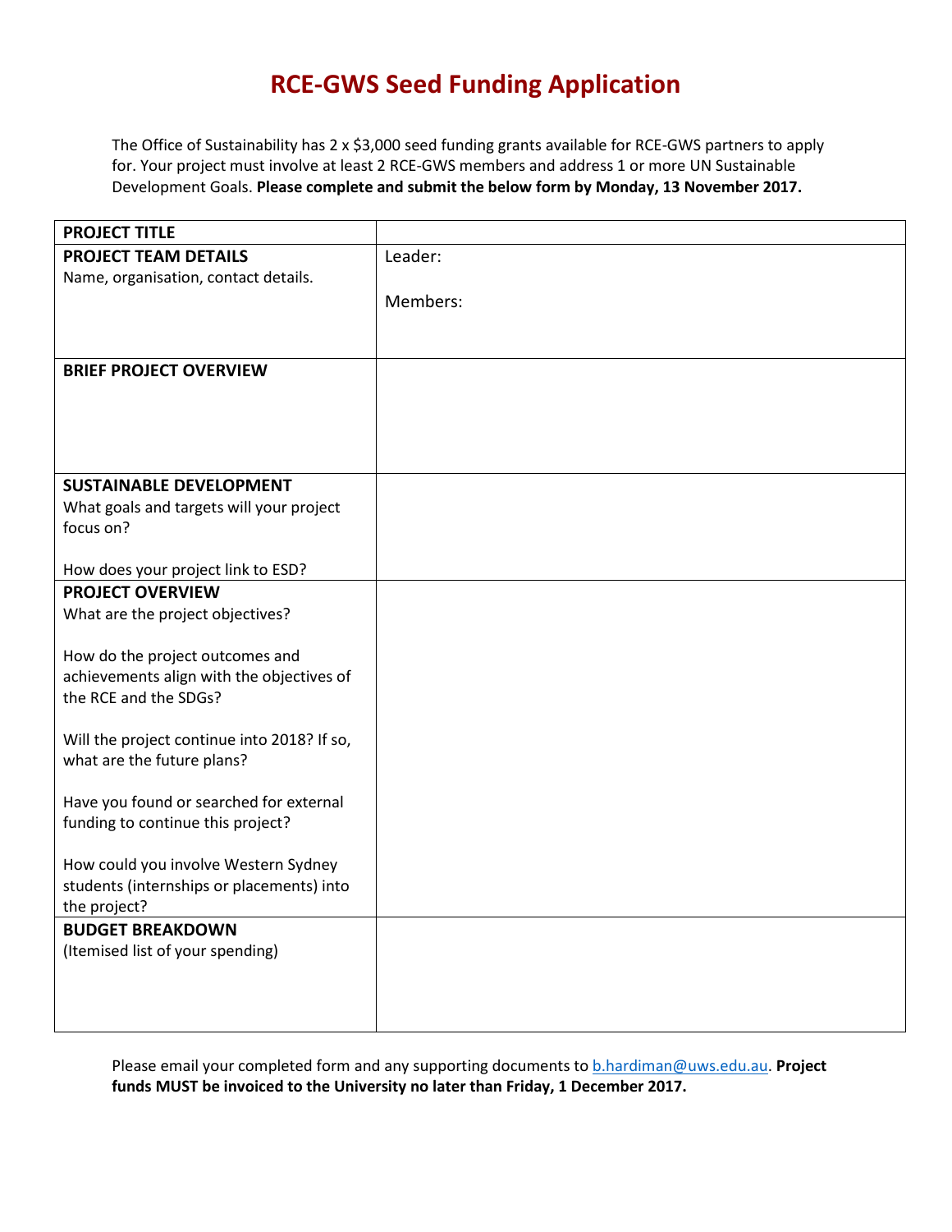# RCE-GWS Seed Funding Application

The Office of Sustainability has 2 x $3,000 seed funding grants available for RCE-GWS partners to apply for. Your project must involve at least 2 RCE-GWS members and address 1 or more UN Sustainable Development Goals. **Please complete and submit the below form by Monday, 13 November 2017.**

| | |
|---|---|
| **PROJECT TITLE** | |
| **PROJECT TEAM DETAILS**<br>Name, organisation, contact details. | Leader:<br><br>Members: |
| **BRIEF PROJECT OVERVIEW** | |
| **SUSTAINABLE DEVELOPMENT**<br>What goals and targets will your project focus on?<br><br>How does your project link to ESD? | |
| **PROJECT OVERVIEW**<br>What are the project objectives?<br><br>How do the project outcomes and achievements align with the objectives of the RCE and the SDGs?<br><br>Will the project continue into 2018? If so, what are the future plans?<br><br>Have you found or searched for external funding to continue this project?<br><br>How could you involve Western Sydney students (internships or placements) into the project? | |
| **BUDGET BREAKDOWN**<br>(Itemised list of your spending) | |

Please email your completed form and any supporting documents to b.hardiman@uws.edu.au. **Project funds MUST be invoiced to the University no later than Friday, 1 December 2017.**